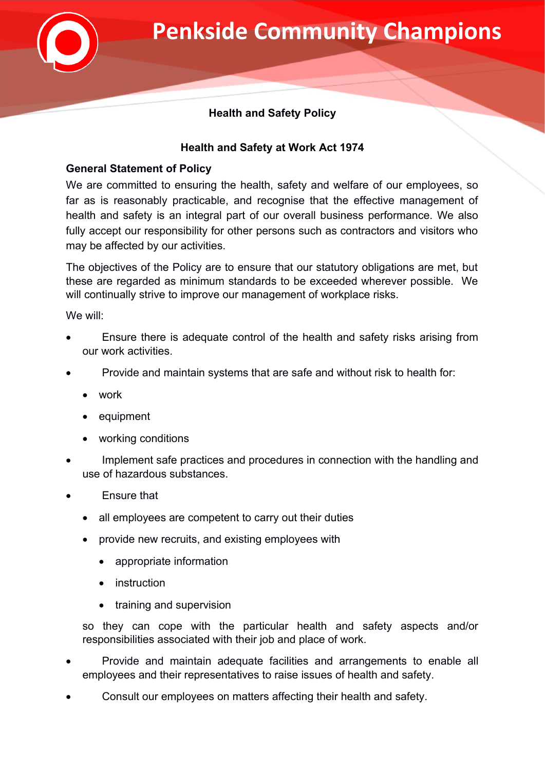# Penkside Community Champions

## Health and Safety Policy

### Health and Safety at Work Act 1974

**General Statement of Policy**

We are committed to ensuring the health, safety and welfare of our employees, so far as is reasonably practicable, and recognise that the effective management of health and safety is an integral part of our overall business performance. We also fully accept our responsibility for other persons such as contractors and visitors who may be affected by our activities.

The objectives of the Policy are to ensure that our statutory obligations are met, but these are regarded as minimum standards to be exceeded wherever possible. We will continually strive to improve our management of workplace risks.

We will:

- Ensure there is adequate control of the health and safety risks arising from our work activities.
- Provide and maintain systems that are safe and without risk to health for:
  - work
  - equipment
  - working conditions
- Implement safe practices and procedures in connection with the handling and use of hazardous substances.
- Ensure that
  - all employees are competent to carry out their duties
  - provide new recruits, and existing employees with
    - appropriate information
    - instruction
    - training and supervision

  so they can cope with the particular health and safety aspects and/or responsibilities associated with their job and place of work.
- Provide and maintain adequate facilities and arrangements to enable all employees and their representatives to raise issues of health and safety.
- Consult our employees on matters affecting their health and safety.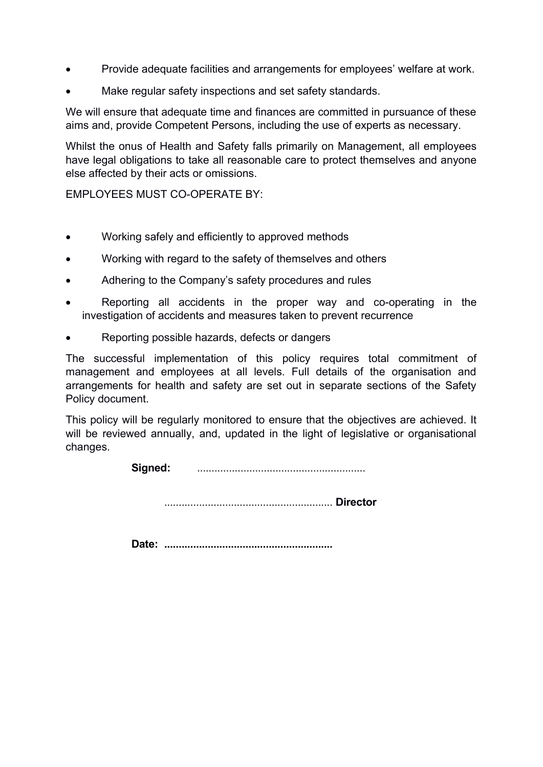- Provide adequate facilities and arrangements for employees' welfare at work.
- Make regular safety inspections and set safety standards.

We will ensure that adequate time and finances are committed in pursuance of these aims and, provide Competent Persons, including the use of experts as necessary.

Whilst the onus of Health and Safety falls primarily on Management, all employees have legal obligations to take all reasonable care to protect themselves and anyone else affected by their acts or omissions.

EMPLOYEES MUST CO-OPERATE BY:

- Working safely and efficiently to approved methods
- Working with regard to the safety of themselves and others
- Adhering to the Company's safety procedures and rules
- Reporting all accidents in the proper way and co-operating in the investigation of accidents and measures taken to prevent recurrence
- Reporting possible hazards, defects or dangers

The successful implementation of this policy requires total commitment of management and employees at all levels. Full details of the organisation and arrangements for health and safety are set out in separate sections of the Safety Policy document.

This policy will be regularly monitored to ensure that the objectives are achieved. It will be reviewed annually, and, updated in the light of legislative or organisational changes.

**Signed:** .........................................................

......................................................... **Director**

**Date: .........................................................**